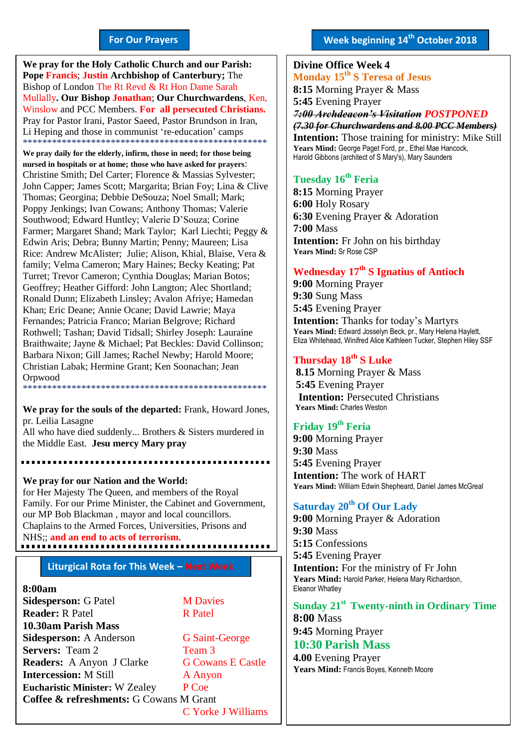## For Our Prayers

**We pray for the Holy Catholic Church and our Parish:** **Pope Francis**; **Justin Archbishop of Canterbury;** The Bishop of London The Rt Revd & Rt Hon Dame Sarah Mullally**. Our Bishop Jonathan**; **Our Churchwardens**, Ken, Winslow and PCC Members. **For all persecuted Christians.** Pray for Pastor Irani, Pastor Saeed, Pastor Brundson in Iran, Li Heping and those in communist 're-education' camps

*****************************************************

**We pray daily for the elderly, infirm, those in need; for those being nursed in hospitals or at home; those who have asked for prayers**: Christine Smith; Del Carter; Florence & Massias Sylvester; John Capper; James Scott; Margarita; Brian Foy; Lina & Clive Thomas; Georgina; Debbie DeSouza; Noel Small; Mark; Poppy Jenkings; Ivan Cowans; Anthony Thomas; Valerie Southwood; Edward Huntley; Valerie D'Souza; Corine Farmer; Margaret Shand; Mark Taylor; Karl Liechti; Peggy & Edwin Aris; Debra; Bunny Martin; Penny; Maureen; Lisa Rice: Andrew McAlister; Julie; Alison, Khial, Blaise, Vera & family; Velma Cameron; Mary Haines; Becky Keating; Pat Turret; Trevor Cameron; Cynthia Douglas; Marian Botos; Geoffrey; Heather Gifford: John Langton; Alec Shortland; Ronald Dunn; Elizabeth Linsley; Avalon Afriye; Hamedan Khan; Eric Deane; Annie Ocane; David Lawrie; Maya Fernandes; Patricia Franco; Marian Belgrove; Richard Rothwell; Tashan; David Tidsall; Shirley Joseph: Lauraine Braithwaite; Jayne & Michael; Pat Beckles: David Collinson; Barbara Nixon; Gill James; Rachel Newby; Harold Moore; Christian Labak; Hermine Grant; Ken Soonachan; Jean Orpwood

*****************************************************

**We pray for the souls of the departed:** Frank, Howard Jones, pr. Leilia Lasagne
All who have died suddenly... Brothers & Sisters murdered in the Middle East. **Jesu mercy Mary pray**

**We pray for our Nation and the World:**
for Her Majesty The Queen, and members of the Royal Family. For our Prime Minister, the Cabinet and Government, our MP Bob Blackman , mayor and local councillors. Chaplains to the Armed Forces, Universities, Prisons and NHS;; **and an end to acts of terrorism.**

## Liturgical Rota for This Week – Next Week

| | This Week | Next Week |
|---|---|---|
| **8:00am** | | |
| **Sidesperson:** | G Patel | M Davies |
| **Reader:** | R Patel | R Patel |
| **10.30am Parish Mass** | | |
| **Sidesperson:** | A Anderson | G Saint-George |
| **Servers:** | Team 2 | Team 3 |
| **Readers:** | A Anyon J Clarke | G Cowans E Castle |
| **Intercession:** | M Still | A Anyon |
| **Eucharistic Minister:** | W Zealey | P Coe |
| **Coffee & refreshments:** | G Cowans M Grant | C Yorke J Williams |

## Week beginning 14th October 2018

**Divine Office Week 4**

### Monday 15th S Teresa of Jesus
**8:15** Morning Prayer & Mass
**5:45** Evening Prayer
~~*7:00 Archdeacon's Visitation*~~ *POSTPONED*
~~*(7.30 for Churchwardens and 8.00 PCC Members)*~~
**Intention:** Those training for ministry: Mike Still
**Years Mind:** George Paget Ford, pr., Ethel Mae Hancock, Harold Gibbons (architect of S Mary's), Mary Saunders

### Tuesday 16th Feria
**8:15** Morning Prayer
**6:00** Holy Rosary
**6:30** Evening Prayer & Adoration
**7:00** Mass
**Intention:** Fr John on his birthday
**Years Mind:** Sr Rose CSP

### Wednesday 17th S Ignatius of Antioch
**9:00** Morning Prayer
**9:30** Sung Mass
**5:45** Evening Prayer
**Intention:** Thanks for today's Martyrs
**Years Mind:** Edward Josselyn Beck, pr., Mary Helena Haylett, Eliza Whitehead, Winifred Alice Kathleen Tucker, Stephen Hiley SSF

### Thursday 18th S Luke
**8.15** Morning Prayer & Mass
**5:45** Evening Prayer
**Intention:** Persecuted Christians
**Years Mind:** Charles Weston

### Friday 19th Feria
**9:00** Morning Prayer
**9:30** Mass
**5:45** Evening Prayer
**Intention:** The work of HART
**Years Mind:** William Edwin Shepheard, Daniel James McGreal

### Saturday 20th Of Our Lady
**9:00** Morning Prayer & Adoration
**9:30** Mass
**5:15** Confessions
**5:45** Evening Prayer
**Intention:** For the ministry of Fr John
**Years Mind:** Harold Parker, Helena Mary Richardson, Eleanor Whatley

### Sunday 21st Twenty-ninth in Ordinary Time
**8:00** Mass
**9:45** Morning Prayer
**10:30 Parish Mass**
**4.00** Evening Prayer
**Years Mind:** Francis Boyes, Kenneth Moore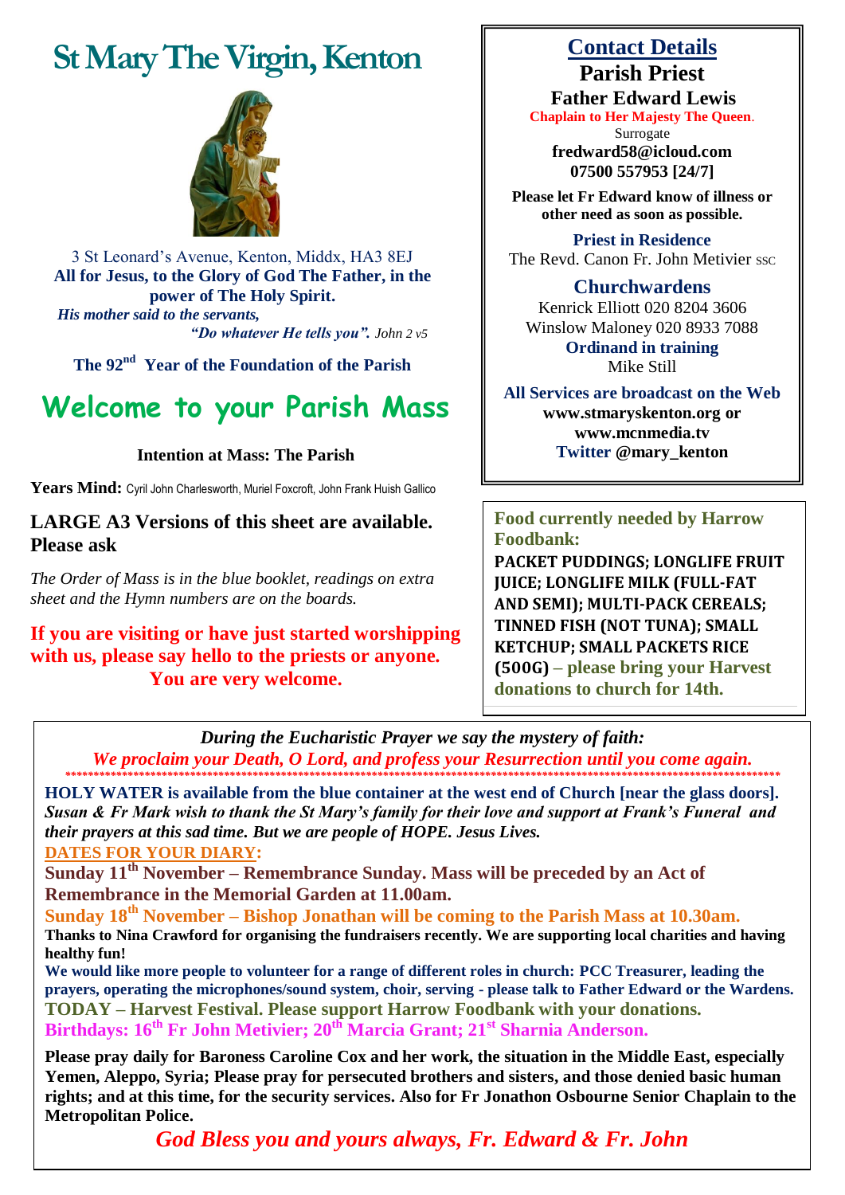# St Mary The Virgin, Kenton

3 St Leonard's Avenue, Kenton, Middx, HA3 8EJ

**All for Jesus, to the Glory of God The Father, in the power of The Holy Spirit.**

***His mother said to the servants,***

***"Do whatever He tells you". John 2 v5***

**The 92nd Year of the Foundation of the Parish**

## Welcome to your Parish Mass

**Intention at Mass: The Parish**

**Years Mind:** Cyril John Charlesworth, Muriel Foxcroft, John Frank Huish Gallico

**LARGE A3 Versions of this sheet are available. Please ask**

*The Order of Mass is in the blue booklet, readings on extra sheet and the Hymn numbers are on the boards.*

**If you are visiting or have just started worshipping with us, please say hello to the priests or anyone. You are very welcome.**

## Contact Details

**Parish Priest**

**Father Edward Lewis**

**Chaplain to Her Majesty The Queen.**

Surrogate

**fredward58@icloud.com**

**07500 557953 [24/7]**

**Please let Fr Edward know of illness or other need as soon as possible.**

**Priest in Residence**

The Revd. Canon Fr. John Metivier SSC

**Churchwardens**

Kenrick Elliott 020 8204 3606

Winslow Maloney 020 8933 7088

**Ordinand in training**

Mike Still

**All Services are broadcast on the Web**

**www.stmaryskenton.org or**

**www.mcnmedia.tv**

**Twitter @mary_kenton**

**Food currently needed by Harrow Foodbank:**

**PACKET PUDDINGS; LONGLIFE FRUIT JUICE; LONGLIFE MILK (FULL-FAT AND SEMI); MULTI-PACK CEREALS; TINNED FISH (NOT TUNA); SMALL KETCHUP; SMALL PACKETS RICE (500G) – please bring your Harvest donations to church for 14th.**

*During the Eucharistic Prayer we say the mystery of faith:*

***We proclaim your Death, O Lord, and profess your Resurrection until you come again.***

**HOLY WATER is available from the blue container at the west end of Church [near the glass doors].**

***Susan & Fr Mark wish to thank the St Mary's family for their love and support at Frank's Funeral and their prayers at this sad time. But we are people of HOPE. Jesus Lives.***

**DATES FOR YOUR DIARY:**

**Sunday 11th November – Remembrance Sunday. Mass will be preceded by an Act of Remembrance in the Memorial Garden at 11.00am.**

**Sunday 18th November – Bishop Jonathan will be coming to the Parish Mass at 10.30am.**

**Thanks to Nina Crawford for organising the fundraisers recently. We are supporting local charities and having healthy fun!**

**We would like more people to volunteer for a range of different roles in church: PCC Treasurer, leading the prayers, operating the microphones/sound system, choir, serving - please talk to Father Edward or the Wardens.**

**TODAY – Harvest Festival. Please support Harrow Foodbank with your donations.**

**Birthdays: 16th Fr John Metivier; 20th Marcia Grant; 21st Sharnia Anderson.**

**Please pray daily for Baroness Caroline Cox and her work, the situation in the Middle East, especially Yemen, Aleppo, Syria; Please pray for persecuted brothers and sisters, and those denied basic human rights; and at this time, for the security services. Also for Fr Jonathon Osbourne Senior Chaplain to the Metropolitan Police.**

***God Bless you and yours always, Fr. Edward & Fr. John***